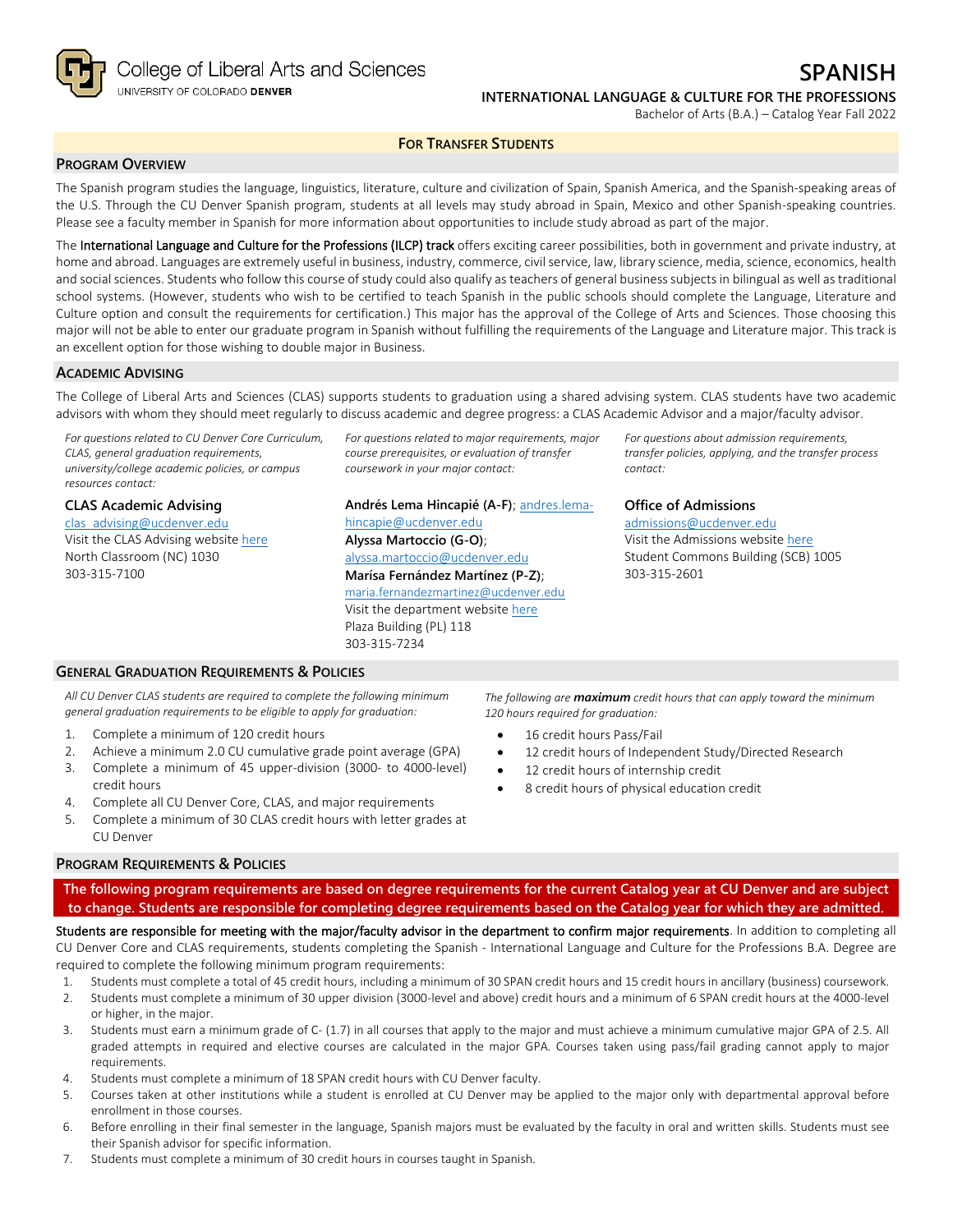College of Liberal Arts and Sciences
UNIVERSITY OF COLORADO DENVER

# SPANISH

**INTERNATIONAL LANGUAGE & CULTURE FOR THE PROFESSIONS**

Bachelor of Arts (B.A.) – Catalog Year Fall 2022

**FOR TRANSFER STUDENTS**

## PROGRAM OVERVIEW

The Spanish program studies the language, linguistics, literature, culture and civilization of Spain, Spanish America, and the Spanish-speaking areas of the U.S. Through the CU Denver Spanish program, students at all levels may study abroad in Spain, Mexico and other Spanish-speaking countries. Please see a faculty member in Spanish for more information about opportunities to include study abroad as part of the major.

The International Language and Culture for the Professions (ILCP) track offers exciting career possibilities, both in government and private industry, at home and abroad. Languages are extremely useful in business, industry, commerce, civil service, law, library science, media, science, economics, health and social sciences. Students who follow this course of study could also qualify as teachers of general business subjects in bilingual as well as traditional school systems. (However, students who wish to be certified to teach Spanish in the public schools should complete the Language, Literature and Culture option and consult the requirements for certification.) This major has the approval of the College of Arts and Sciences. Those choosing this major will not be able to enter our graduate program in Spanish without fulfilling the requirements of the Language and Literature major. This track is an excellent option for those wishing to double major in Business.

## ACADEMIC ADVISING

The College of Liberal Arts and Sciences (CLAS) supports students to graduation using a shared advising system. CLAS students have two academic advisors with whom they should meet regularly to discuss academic and degree progress: a CLAS Academic Advisor and a major/faculty advisor.

*For questions related to CU Denver Core Curriculum, CLAS, general graduation requirements, university/college academic policies, or campus resources contact:*

**CLAS Academic Advising**
clas_advising@ucdenver.edu
Visit the CLAS Advising website here
North Classroom (NC) 1030
303-315-7100

*For questions related to major requirements, major course prerequisites, or evaluation of transfer coursework in your major contact:*

**Andrés Lema Hincapié (A-F)**; andres.lema-hincapie@ucdenver.edu
**Alyssa Martoccio (G-O)**; alyssa.martoccio@ucdenver.edu
**Marísa Fernández Martínez (P-Z)**; maria.fernandezmartinez@ucdenver.edu
Visit the department website here
Plaza Building (PL) 118
303-315-7234

*For questions about admission requirements, transfer policies, applying, and the transfer process contact:*

**Office of Admissions**
admissions@ucdenver.edu
Visit the Admissions website here
Student Commons Building (SCB) 1005
303-315-2601

## GENERAL GRADUATION REQUIREMENTS & POLICIES

*All CU Denver CLAS students are required to complete the following minimum general graduation requirements to be eligible to apply for graduation:*

1. Complete a minimum of 120 credit hours
2. Achieve a minimum 2.0 CU cumulative grade point average (GPA)
3. Complete a minimum of 45 upper-division (3000- to 4000-level) credit hours
4. Complete all CU Denver Core, CLAS, and major requirements
5. Complete a minimum of 30 CLAS credit hours with letter grades at CU Denver

*The following are **maximum** credit hours that can apply toward the minimum 120 hours required for graduation:*

- 16 credit hours Pass/Fail
- 12 credit hours of Independent Study/Directed Research
- 12 credit hours of internship credit
- 8 credit hours of physical education credit

## PROGRAM REQUIREMENTS & POLICIES

**The following program requirements are based on degree requirements for the current Catalog year at CU Denver and are subject to change. Students are responsible for completing degree requirements based on the Catalog year for which they are admitted.**

Students are responsible for meeting with the major/faculty advisor in the department to confirm major requirements. In addition to completing all CU Denver Core and CLAS requirements, students completing the Spanish - International Language and Culture for the Professions B.A. Degree are required to complete the following minimum program requirements:

1. Students must complete a total of 45 credit hours, including a minimum of 30 SPAN credit hours and 15 credit hours in ancillary (business) coursework.
2. Students must complete a minimum of 30 upper division (3000-level and above) credit hours and a minimum of 6 SPAN credit hours at the 4000-level or higher, in the major.
3. Students must earn a minimum grade of C- (1.7) in all courses that apply to the major and must achieve a minimum cumulative major GPA of 2.5. All graded attempts in required and elective courses are calculated in the major GPA. Courses taken using pass/fail grading cannot apply to major requirements.
4. Students must complete a minimum of 18 SPAN credit hours with CU Denver faculty.
5. Courses taken at other institutions while a student is enrolled at CU Denver may be applied to the major only with departmental approval before enrollment in those courses.
6. Before enrolling in their final semester in the language, Spanish majors must be evaluated by the faculty in oral and written skills. Students must see their Spanish advisor for specific information.
7. Students must complete a minimum of 30 credit hours in courses taught in Spanish.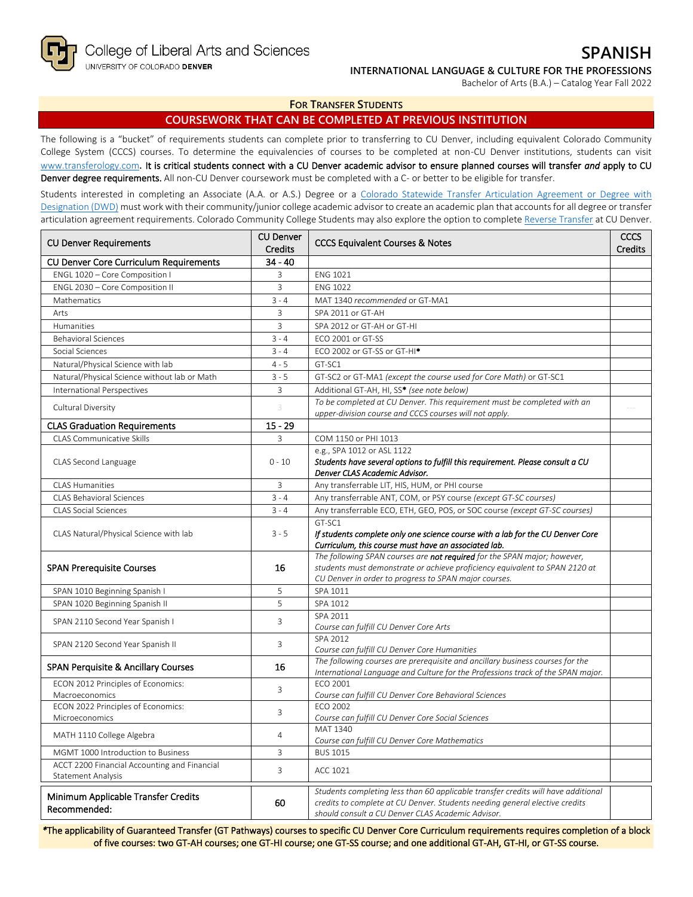College of Liberal Arts and Sciences
UNIVERSITY OF COLORADO DENVER

# SPANISH

**INTERNATIONAL LANGUAGE & CULTURE FOR THE PROFESSIONS**

Bachelor of Arts (B.A.) – Catalog Year Fall 2022

## FOR TRANSFER STUDENTS

## COURSEWORK THAT CAN BE COMPLETED AT PREVIOUS INSTITUTION

The following is a "bucket" of requirements students can complete prior to transferring to CU Denver, including equivalent Colorado Community College System (CCCS) courses. To determine the equivalencies of courses to be completed at non-CU Denver institutions, students can visit www.transferology.com. **It is critical students connect with a CU Denver academic advisor to ensure planned courses will transfer *and* apply to CU Denver degree requirements.** All non-CU Denver coursework must be completed with a C- or better to be eligible for transfer.

Students interested in completing an Associate (A.A. or A.S.) Degree or a Colorado Statewide Transfer Articulation Agreement or Degree with Designation (DWD) must work with their community/junior college academic advisor to create an academic plan that accounts for all degree or transfer articulation agreement requirements. Colorado Community College Students may also explore the option to complete Reverse Transfer at CU Denver.

| CU Denver Requirements | CU Denver Credits | CCCS Equivalent Courses & Notes | CCCS Credits |
|---|---|---|---|
| **CU Denver Core Curriculum Requirements** | **34 - 40** | | |
| ENGL 1020 – Core Composition I | 3 | ENG 1021 | |
| ENGL 2030 – Core Composition II | 3 | ENG 1022 | |
| Mathematics | 3 - 4 | MAT 1340 *recommended* or GT-MA1 | |
| Arts | 3 | SPA 2011 or GT-AH | |
| Humanities | 3 | SPA 2012 or GT-AH or GT-HI | |
| Behavioral Sciences | 3 - 4 | ECO 2001 or GT-SS | |
| Social Sciences | 3 - 4 | ECO 2002 or GT-SS or GT-HI* | |
| Natural/Physical Science with lab | 4 - 5 | GT-SC1 | |
| Natural/Physical Science without lab or Math | 3 - 5 | GT-SC2 or GT-MA1 *(except the course used for Core Math)* or GT-SC1 | |
| International Perspectives | 3 | Additional GT-AH, HI, SS* *(see note below)* | |
| Cultural Diversity | 3 | *To be completed at CU Denver. This requirement must be completed with an upper-division course and CCCS courses will not apply.* | --- |
| **CLAS Graduation Requirements** | **15 - 29** | | |
| CLAS Communicative Skills | 3 | COM 1150 or PHI 1013 | |
| CLAS Second Language | 0 - 10 | e.g., SPA 1012 or ASL 1122 ***Students have several options to fulfill this requirement. Please consult a CU Denver CLAS Academic Advisor.*** | |
| CLAS Humanities | 3 | Any transferrable LIT, HIS, HUM, or PHI course | |
| CLAS Behavioral Sciences | 3 - 4 | Any transferrable ANT, COM, or PSY course *(except GT-SC courses)* | |
| CLAS Social Sciences | 3 - 4 | Any transferrable ECO, ETH, GEO, POS, or SOC course *(except GT-SC courses)* | |
| CLAS Natural/Physical Science with lab | 3 - 5 | GT-SC1 ***If students complete only one science course with a lab for the CU Denver Core Curriculum, this course must have an associated lab.*** | |
| **SPAN Prerequisite Courses** | **16** | *The following SPAN courses are **not required** for the SPAN major; however, students must demonstrate or achieve proficiency equivalent to SPAN 2120 at CU Denver in order to progress to SPAN major courses.* | |
| SPAN 1010 Beginning Spanish I | 5 | SPA 1011 | |
| SPAN 1020 Beginning Spanish II | 5 | SPA 1012 | |
| SPAN 2110 Second Year Spanish I | 3 | SPA 2011 *Course can fulfill CU Denver Core Arts* | |
| SPAN 2120 Second Year Spanish II | 3 | SPA 2012 *Course can fulfill CU Denver Core Humanities* | |
| **SPAN Perquisite & Ancillary Courses** | **16** | *The following courses are prerequisite and ancillary business courses for the International Language and Culture for the Professions track of the SPAN major.* | |
| ECON 2012 Principles of Economics: Macroeconomics | 3 | ECO 2001 *Course can fulfill CU Denver Core Behavioral Sciences* | |
| ECON 2022 Principles of Economics: Microeconomics | 3 | ECO 2002 *Course can fulfill CU Denver Core Social Sciences* | |
| MATH 1110 College Algebra | 4 | MAT 1340 *Course can fulfill CU Denver Core Mathematics* | |
| MGMT 1000 Introduction to Business | 3 | BUS 1015 | |
| ACCT 2200 Financial Accounting and Financial Statement Analysis | 3 | ACC 1021 | |
| **Minimum Applicable Transfer Credits Recommended:** | **60** | *Students completing less than 60 applicable transfer credits will have additional credits to complete at CU Denver. Students needing general elective credits should consult a CU Denver CLAS Academic Advisor.* | |

*The applicability of Guaranteed Transfer (GT Pathways) courses to specific CU Denver Core Curriculum requirements requires completion of a block of five courses: two GT-AH courses; one GT-HI course; one GT-SS course; and one additional GT-AH, GT-HI, or GT-SS course.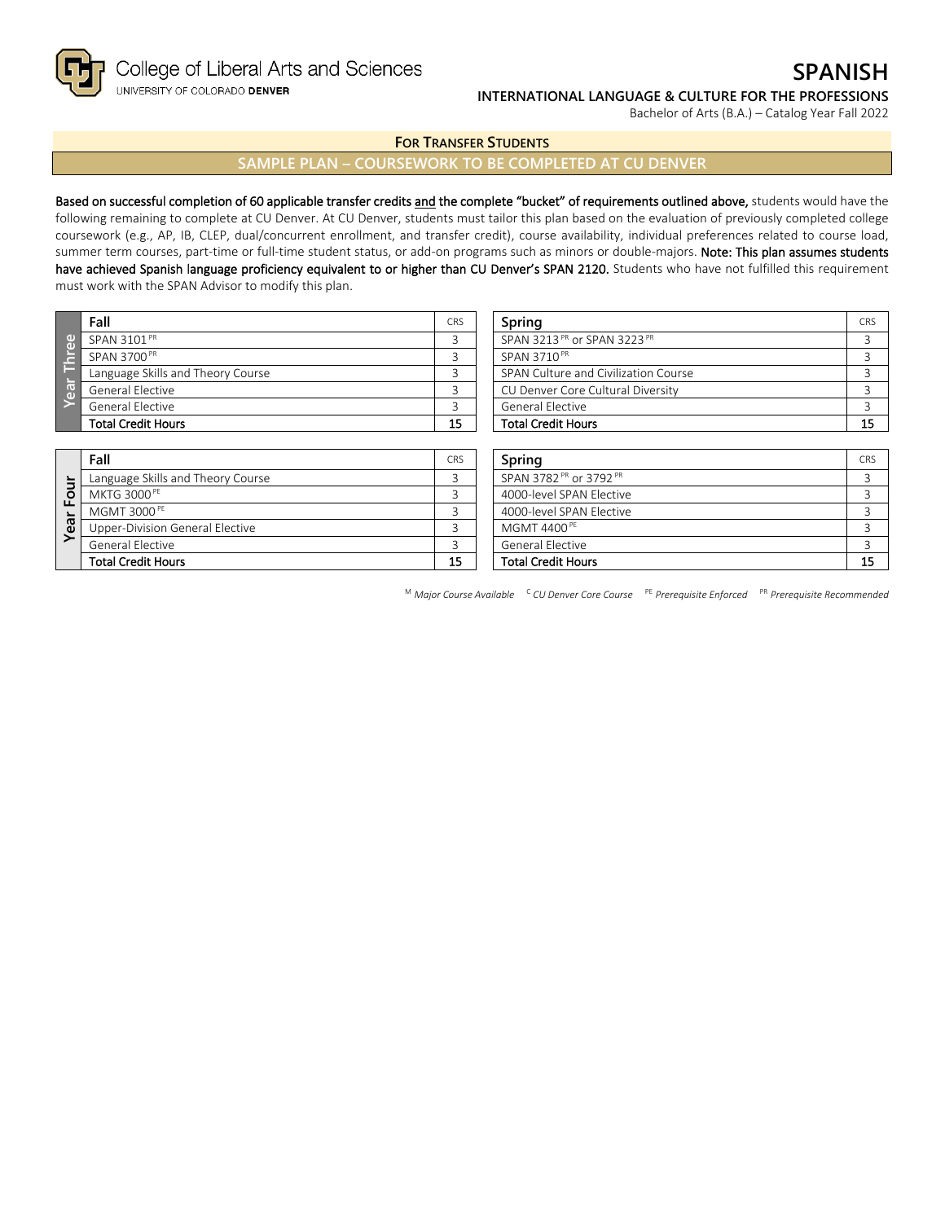College of Liberal Arts and Sciences
UNIVERSITY OF COLORADO DENVER

# SPANISH

**INTERNATIONAL LANGUAGE & CULTURE FOR THE PROFESSIONS**

Bachelor of Arts (B.A.) – Catalog Year Fall 2022

## FOR TRANSFER STUDENTS

## SAMPLE PLAN – COURSEWORK TO BE COMPLETED AT CU DENVER

**Based on successful completion of 60 applicable transfer credits and the complete "bucket" of requirements outlined above,** students would have the following remaining to complete at CU Denver. At CU Denver, students must tailor this plan based on the evaluation of previously completed college coursework (e.g., AP, IB, CLEP, dual/concurrent enrollment, and transfer credit), course availability, individual preferences related to course load, summer term courses, part-time or full-time student status, or add-on programs such as minors or double-majors. **Note: This plan assumes students have achieved Spanish language proficiency equivalent to or higher than CU Denver's SPAN 2120.** Students who have not fulfilled this requirement must work with the SPAN Advisor to modify this plan.

### Year Three

| Fall | CRS |
|---|---|
| SPAN 3101 PR | 3 |
| SPAN 3700 PR | 3 |
| Language Skills and Theory Course | 3 |
| General Elective | 3 |
| General Elective | 3 |
| **Total Credit Hours** | **15** |

| Spring | CRS |
|---|---|
| SPAN 3213 PR or SPAN 3223 PR | 3 |
| SPAN 3710 PR | 3 |
| SPAN Culture and Civilization Course | 3 |
| CU Denver Core Cultural Diversity | 3 |
| General Elective | 3 |
| **Total Credit Hours** | **15** |

### Year Four

| Fall | CRS |
|---|---|
| Language Skills and Theory Course | 3 |
| MKTG 3000 PE | 3 |
| MGMT 3000 PE | 3 |
| Upper-Division General Elective | 3 |
| General Elective | 3 |
| **Total Credit Hours** | **15** |

| Spring | CRS |
|---|---|
| SPAN 3782 PR or 3792 PR | 3 |
| 4000-level SPAN Elective | 3 |
| 4000-level SPAN Elective | 3 |
| MGMT 4400 PE | 3 |
| General Elective | 3 |
| **Total Credit Hours** | **15** |

*M Major Course Available   C CU Denver Core Course   PE Prerequisite Enforced   PR Prerequisite Recommended*